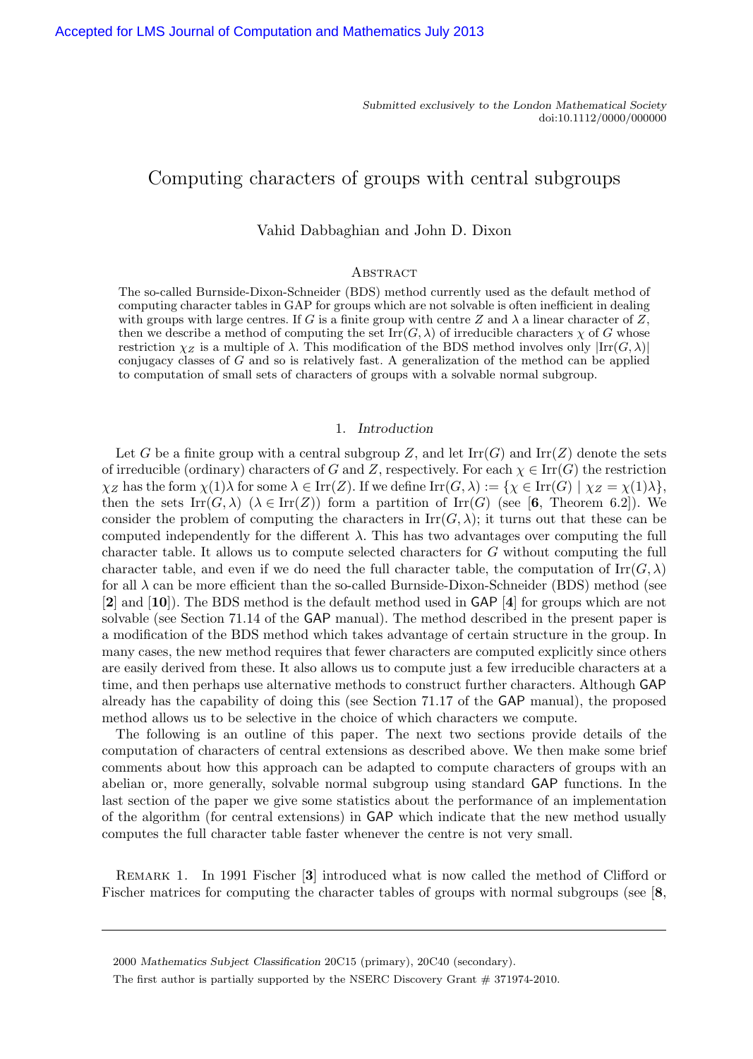Accepted for LMS Journal of Computation and Mathematics July 2013

*Submitted exclusively to the London Mathematical Society*
doi:10.1112/0000/000000

# Computing characters of groups with central subgroups

Vahid Dabbaghian and John D. Dixon

## Abstract

The so-called Burnside-Dixon-Schneider (BDS) method currently used as the default method of computing character tables in GAP for groups which are not solvable is often inefficient in dealing with groups with large centres. If $G$ is a finite group with centre $Z$ and $\lambda$ a linear character of $Z$, then we describe a method of computing the set $\mathrm{Irr}(G,\lambda)$ of irreducible characters $\chi$ of $G$ whose restriction $\chi_Z$ is a multiple of $\lambda$. This modification of the BDS method involves only $|\mathrm{Irr}(G,\lambda)|$ conjugacy classes of $G$ and so is relatively fast. A generalization of the method can be applied to computation of small sets of characters of groups with a solvable normal subgroup.

## 1. *Introduction*

Let $G$ be a finite group with a central subgroup $Z$, and let $\mathrm{Irr}(G)$ and $\mathrm{Irr}(Z)$ denote the sets of irreducible (ordinary) characters of $G$ and $Z$, respectively. For each $\chi \in \mathrm{Irr}(G)$ the restriction $\chi_Z$ has the form $\chi(1)\lambda$ for some $\lambda \in \mathrm{Irr}(Z)$. If we define $\mathrm{Irr}(G,\lambda) := \{\chi \in \mathrm{Irr}(G) \mid \chi_Z = \chi(1)\lambda\}$, then the sets $\mathrm{Irr}(G,\lambda)$ $(\lambda \in \mathrm{Irr}(Z))$ form a partition of $\mathrm{Irr}(G)$ (see [**6**, Theorem 6.2]). We consider the problem of computing the characters in $\mathrm{Irr}(G,\lambda)$; it turns out that these can be computed independently for the different $\lambda$. This has two advantages over computing the full character table. It allows us to compute selected characters for $G$ without computing the full character table, and even if we do need the full character table, the computation of $\mathrm{Irr}(G,\lambda)$ for all $\lambda$ can be more efficient than the so-called Burnside-Dixon-Schneider (BDS) method (see [**2**] and [**10**]). The BDS method is the default method used in GAP [**4**] for groups which are not solvable (see Section 71.14 of the GAP manual). The method described in the present paper is a modification of the BDS method which takes advantage of certain structure in the group. In many cases, the new method requires that fewer characters are computed explicitly since others are easily derived from these. It also allows us to compute just a few irreducible characters at a time, and then perhaps use alternative methods to construct further characters. Although GAP already has the capability of doing this (see Section 71.17 of the GAP manual), the proposed method allows us to be selective in the choice of which characters we compute.

The following is an outline of this paper. The next two sections provide details of the computation of characters of central extensions as described above. We then make some brief comments about how this approach can be adapted to compute characters of groups with an abelian or, more generally, solvable normal subgroup using standard GAP functions. In the last section of the paper we give some statistics about the performance of an implementation of the algorithm (for central extensions) in GAP which indicate that the new method usually computes the full character table faster whenever the centre is not very small.

Remark 1. In 1991 Fischer [**3**] introduced what is now called the method of Clifford or Fischer matrices for computing the character tables of groups with normal subgroups (see [**8**,

---

2000 *Mathematics Subject Classification* 20C15 (primary), 20C40 (secondary).

The first author is partially supported by the NSERC Discovery Grant # 371974-2010.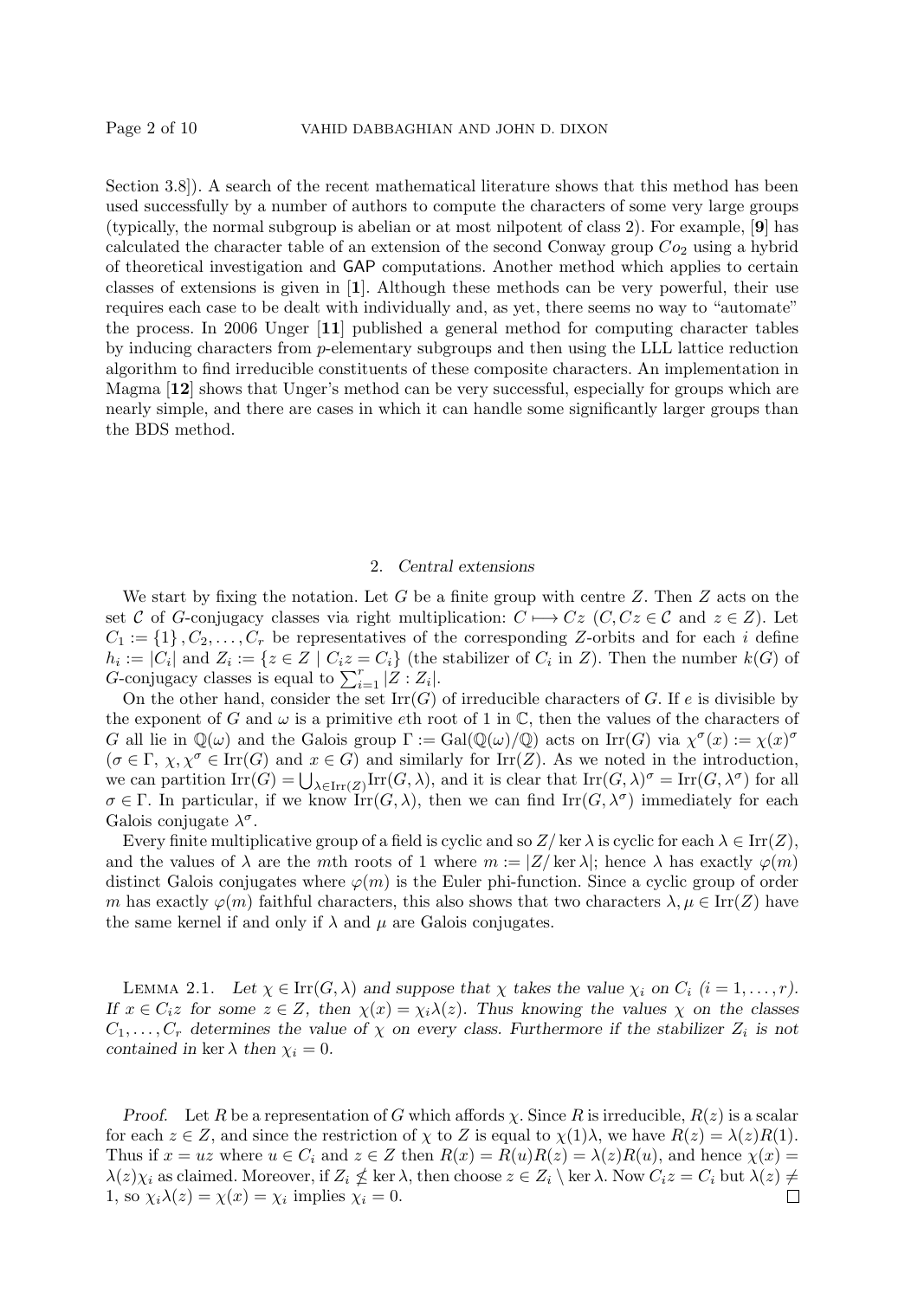Section 3.8]). A search of the recent mathematical literature shows that this method has been used successfully by a number of authors to compute the characters of some very large groups (typically, the normal subgroup is abelian or at most nilpotent of class 2). For example, [**9**] has calculated the character table of an extension of the second Conway group $Co_2$ using a hybrid of theoretical investigation and GAP computations. Another method which applies to certain classes of extensions is given in [**1**]. Although these methods can be very powerful, their use requires each case to be dealt with individually and, as yet, there seems no way to "automate" the process. In 2006 Unger [**11**] published a general method for computing character tables by inducing characters from $p$-elementary subgroups and then using the LLL lattice reduction algorithm to find irreducible constituents of these composite characters. An implementation in Magma [**12**] shows that Unger's method can be very successful, especially for groups which are nearly simple, and there are cases in which it can handle some significantly larger groups than the BDS method.

## 2. *Central extensions*

We start by fixing the notation. Let $G$ be a finite group with centre $Z$. Then $Z$ acts on the set $\mathcal{C}$ of $G$-conjugacy classes via right multiplication: $C \longmapsto Cz$ ($C, Cz \in \mathcal{C}$ and $z \in Z$). Let $C_1 := \{1\}, C_2, \ldots, C_r$ be representatives of the corresponding $Z$-orbits and for each $i$ define $h_i := |C_i|$ and $Z_i := \{z \in Z \mid C_i z = C_i\}$ (the stabilizer of $C_i$ in $Z$). Then the number $k(G)$ of $G$-conjugacy classes is equal to $\sum_{i=1}^{r} |Z : Z_i|$.

On the other hand, consider the set $\mathrm{Irr}(G)$ of irreducible characters of $G$. If $e$ is divisible by the exponent of $G$ and $\omega$ is a primitive $e$th root of 1 in $\mathbb{C}$, then the values of the characters of $G$ all lie in $\mathbb{Q}(\omega)$ and the Galois group $\Gamma := \mathrm{Gal}(\mathbb{Q}(\omega)/\mathbb{Q})$ acts on $\mathrm{Irr}(G)$ via $\chi^\sigma(x) := \chi(x)^\sigma$ ($\sigma \in \Gamma$, $\chi, \chi^\sigma \in \mathrm{Irr}(G)$ and $x \in G$) and similarly for $\mathrm{Irr}(Z)$. As we noted in the introduction, we can partition $\mathrm{Irr}(G) = \bigcup_{\lambda \in \mathrm{Irr}(Z)} \mathrm{Irr}(G, \lambda)$, and it is clear that $\mathrm{Irr}(G, \lambda)^\sigma = \mathrm{Irr}(G, \lambda^\sigma)$ for all $\sigma \in \Gamma$. In particular, if we know $\mathrm{Irr}(G, \lambda)$, then we can find $\mathrm{Irr}(G, \lambda^\sigma)$ immediately for each Galois conjugate $\lambda^\sigma$.

Every finite multiplicative group of a field is cyclic and so $Z/\ker\lambda$ is cyclic for each $\lambda \in \mathrm{Irr}(Z)$, and the values of $\lambda$ are the $m$th roots of 1 where $m := |Z/\ker\lambda|$; hence $\lambda$ has exactly $\varphi(m)$ distinct Galois conjugates where $\varphi(m)$ is the Euler phi-function. Since a cyclic group of order $m$ has exactly $\varphi(m)$ faithful characters, this also shows that two characters $\lambda, \mu \in \mathrm{Irr}(Z)$ have the same kernel if and only if $\lambda$ and $\mu$ are Galois conjugates.

LEMMA 2.1. *Let $\chi \in \mathrm{Irr}(G, \lambda)$ and suppose that $\chi$ takes the value $\chi_i$ on $C_i$ ($i = 1, \ldots, r$). If $x \in C_i z$ for some $z \in Z$, then $\chi(x) = \chi_i \lambda(z)$. Thus knowing the values $\chi$ on the classes $C_1, \ldots, C_r$ determines the value of $\chi$ on every class. Furthermore if the stabilizer $Z_i$ is not contained in $\ker\lambda$ then $\chi_i = 0$.*

*Proof.* Let $R$ be a representation of $G$ which affords $\chi$. Since $R$ is irreducible, $R(z)$ is a scalar for each $z \in Z$, and since the restriction of $\chi$ to $Z$ is equal to $\chi(1)\lambda$, we have $R(z) = \lambda(z)R(1)$. Thus if $x = uz$ where $u \in C_i$ and $z \in Z$ then $R(x) = R(u)R(z) = \lambda(z)R(u)$, and hence $\chi(x) = \lambda(z)\chi_i$ as claimed. Moreover, if $Z_i \nleq \ker\lambda$, then choose $z \in Z_i \setminus \ker\lambda$. Now $C_i z = C_i$ but $\lambda(z) \neq 1$, so $\chi_i \lambda(z) = \chi(x) = \chi_i$ implies $\chi_i = 0$. □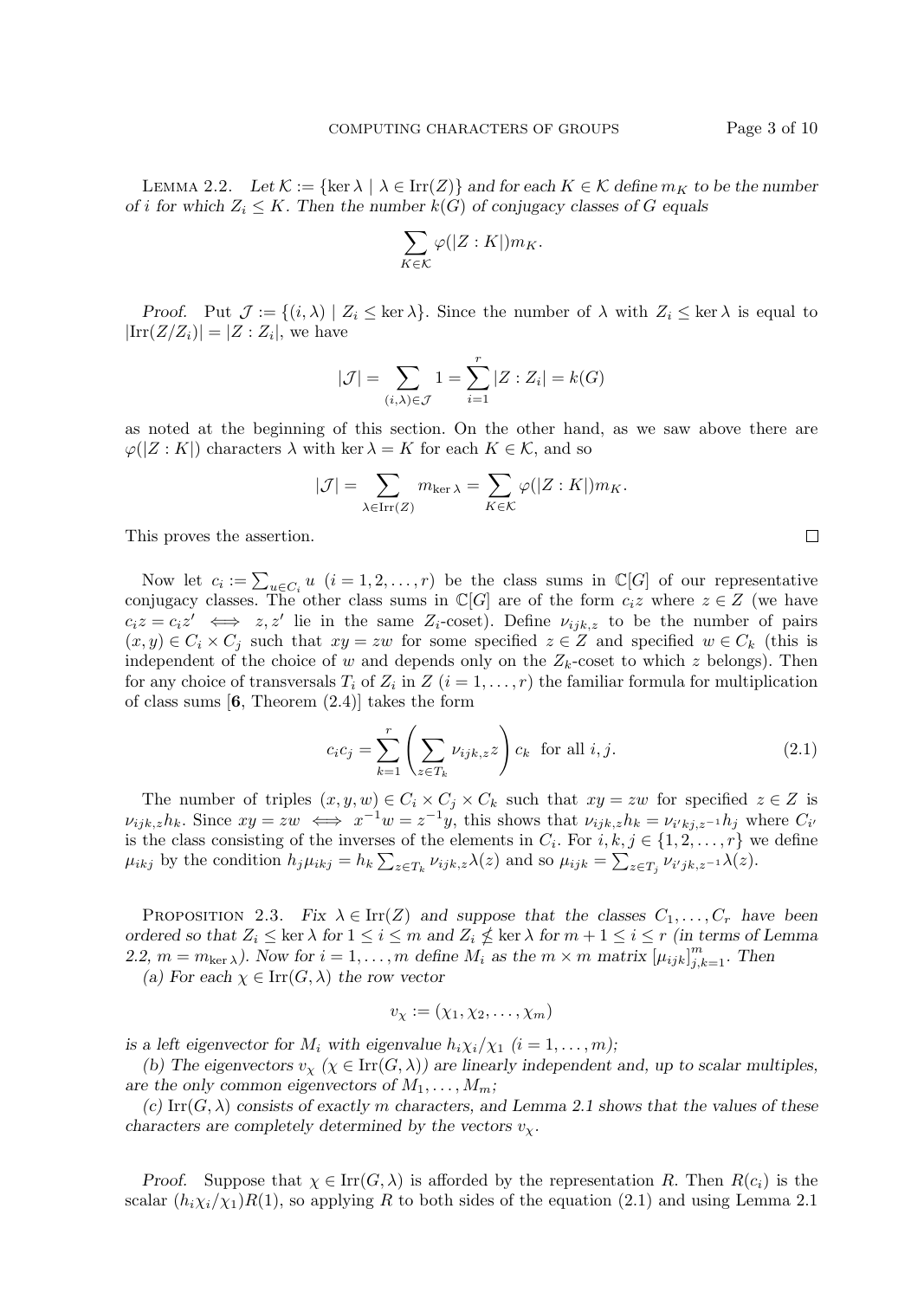LEMMA 2.2. *Let $\mathcal{K} := \{\ker \lambda \mid \lambda \in \mathrm{Irr}(Z)\}$ and for each $K \in \mathcal{K}$ define $m_K$ to be the number of $i$ for which $Z_i \leq K$. Then the number $k(G)$ of conjugacy classes of $G$ equals*

$$\sum_{K \in \mathcal{K}} \varphi(|Z : K|) m_K.$$

*Proof.* Put $\mathcal{J} := \{(i, \lambda) \mid Z_i \leq \ker \lambda\}$. Since the number of $\lambda$ with $Z_i \leq \ker \lambda$ is equal to $|\mathrm{Irr}(Z/Z_i)| = |Z : Z_i|$, we have

$$|\mathcal{J}| = \sum_{(i,\lambda) \in \mathcal{J}} 1 = \sum_{i=1}^{r} |Z : Z_i| = k(G)$$

as noted at the beginning of this section. On the other hand, as we saw above there are $\varphi(|Z : K|)$ characters $\lambda$ with $\ker \lambda = K$ for each $K \in \mathcal{K}$, and so

$$|\mathcal{J}| = \sum_{\lambda \in \mathrm{Irr}(Z)} m_{\ker \lambda} = \sum_{K \in \mathcal{K}} \varphi(|Z : K|) m_K.$$

This proves the assertion. $\square$

Now let $c_i := \sum_{u \in C_i} u$ $(i = 1, 2, \ldots, r)$ be the class sums in $\mathbb{C}[G]$ of our representative conjugacy classes. The other class sums in $\mathbb{C}[G]$ are of the form $c_i z$ where $z \in Z$ (we have $c_i z = c_i z' \iff z, z'$ lie in the same $Z_i$-coset). Define $\nu_{ijk,z}$ to be the number of pairs $(x, y) \in C_i \times C_j$ such that $xy = zw$ for some specified $z \in Z$ and specified $w \in C_k$ (this is independent of the choice of $w$ and depends only on the $Z_k$-coset to which $z$ belongs). Then for any choice of transversals $T_i$ of $Z_i$ in $Z$ $(i = 1, \ldots, r)$ the familiar formula for multiplication of class sums [**6**, Theorem (2.4)] takes the form

$$c_i c_j = \sum_{k=1}^{r} \left( \sum_{z \in T_k} \nu_{ijk,z} z \right) c_k \;\text{ for all } i, j. \tag{2.1}$$

The number of triples $(x, y, w) \in C_i \times C_j \times C_k$ such that $xy = zw$ for specified $z \in Z$ is $\nu_{ijk,z} h_k$. Since $xy = zw \iff x^{-1}w = z^{-1}y$, this shows that $\nu_{ijk,z} h_k = \nu_{i'kj,z^{-1}} h_j$ where $C_{i'}$ is the class consisting of the inverses of the elements in $C_i$. For $i, k, j \in \{1, 2, \ldots, r\}$ we define $\mu_{ikj}$ by the condition $h_j \mu_{ikj} = h_k \sum_{z \in T_k} \nu_{ijk,z} \lambda(z)$ and so $\mu_{ijk} = \sum_{z \in T_j} \nu_{i'jk,z^{-1}} \lambda(z)$.

PROPOSITION 2.3. *Fix $\lambda \in \mathrm{Irr}(Z)$ and suppose that the classes $C_1, \ldots, C_r$ have been ordered so that $Z_i \leq \ker \lambda$ for $1 \leq i \leq m$ and $Z_i \nleq \ker \lambda$ for $m + 1 \leq i \leq r$ (in terms of Lemma 2.2, $m = m_{\ker \lambda}$). Now for $i = 1, \ldots, m$ define $M_i$ as the $m \times m$ matrix $[\mu_{ijk}]_{j,k=1}^{m}$. Then*

*(a) For each $\chi \in \mathrm{Irr}(G, \lambda)$ the row vector*

$$v_\chi := (\chi_1, \chi_2, \ldots, \chi_m)$$

*is a left eigenvector for $M_i$ with eigenvalue $h_i \chi_i / \chi_1$ $(i = 1, \ldots, m)$;*

*(b) The eigenvectors $v_\chi$ $(\chi \in \mathrm{Irr}(G, \lambda))$ are linearly independent and, up to scalar multiples, are the only common eigenvectors of $M_1, \ldots, M_m$;*

*(c) $\mathrm{Irr}(G, \lambda)$ consists of exactly $m$ characters, and Lemma 2.1 shows that the values of these characters are completely determined by the vectors $v_\chi$.*

*Proof.* Suppose that $\chi \in \mathrm{Irr}(G, \lambda)$ is afforded by the representation $R$. Then $R(c_i)$ is the scalar $(h_i \chi_i / \chi_1) R(1)$, so applying $R$ to both sides of the equation (2.1) and using Lemma 2.1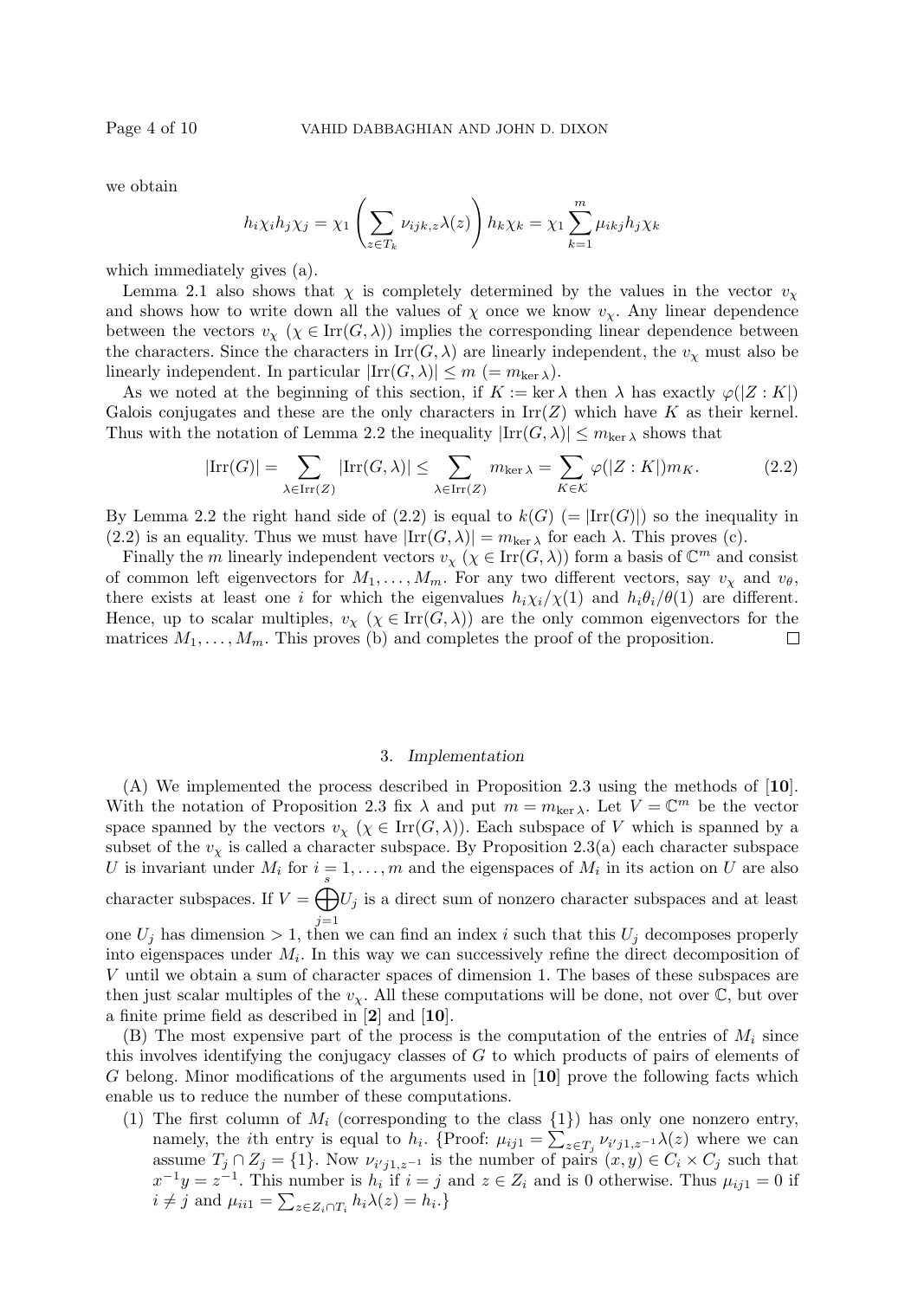we obtain

$$h_i\chi_i h_j\chi_j = \chi_1\left(\sum_{z\in T_k}\nu_{ijk,z}\lambda(z)\right)h_k\chi_k = \chi_1\sum_{k=1}^{m}\mu_{ikj}h_j\chi_k$$

which immediately gives (a).

Lemma 2.1 also shows that $\chi$ is completely determined by the values in the vector $v_\chi$ and shows how to write down all the values of $\chi$ once we know $v_\chi$. Any linear dependence between the vectors $v_\chi$ ($\chi \in \mathrm{Irr}(G,\lambda)$) implies the corresponding linear dependence between the characters. Since the characters in $\mathrm{Irr}(G,\lambda)$ are linearly independent, the $v_\chi$ must also be linearly independent. In particular $|\mathrm{Irr}(G,\lambda)| \le m$ ($= m_{\ker\lambda}$).

As we noted at the beginning of this section, if $K := \ker\lambda$ then $\lambda$ has exactly $\varphi(|Z:K|)$ Galois conjugates and these are the only characters in $\mathrm{Irr}(Z)$ which have $K$ as their kernel. Thus with the notation of Lemma 2.2 the inequality $|\mathrm{Irr}(G,\lambda)| \le m_{\ker\lambda}$ shows that

$$|\mathrm{Irr}(G)| = \sum_{\lambda\in\mathrm{Irr}(Z)}|\mathrm{Irr}(G,\lambda)| \le \sum_{\lambda\in\mathrm{Irr}(Z)} m_{\ker\lambda} = \sum_{K\in\mathcal{K}}\varphi(|Z:K|)m_K. \tag{2.2}$$

By Lemma 2.2 the right hand side of (2.2) is equal to $k(G)$ ($= |\mathrm{Irr}(G)|$) so the inequality in (2.2) is an equality. Thus we must have $|\mathrm{Irr}(G,\lambda)| = m_{\ker\lambda}$ for each $\lambda$. This proves (c).

Finally the $m$ linearly independent vectors $v_\chi$ ($\chi \in \mathrm{Irr}(G,\lambda)$) form a basis of $\mathbb{C}^m$ and consist of common left eigenvectors for $M_1,\dots,M_m$. For any two different vectors, say $v_\chi$ and $v_\theta$, there exists at least one $i$ for which the eigenvalues $h_i\chi_i/\chi(1)$ and $h_i\theta_i/\theta(1)$ are different. Hence, up to scalar multiples, $v_\chi$ ($\chi \in \mathrm{Irr}(G,\lambda)$) are the only common eigenvectors for the matrices $M_1,\dots,M_m$. This proves (b) and completes the proof of the proposition. □

## 3. *Implementation*

(A) We implemented the process described in Proposition 2.3 using the methods of [**10**]. With the notation of Proposition 2.3 fix $\lambda$ and put $m = m_{\ker\lambda}$. Let $V = \mathbb{C}^m$ be the vector space spanned by the vectors $v_\chi$ ($\chi \in \mathrm{Irr}(G,\lambda)$). Each subspace of $V$ which is spanned by a subset of the $v_\chi$ is called a character subspace. By Proposition 2.3(a) each character subspace $U$ is invariant under $M_i$ for $i = 1,\dots,m$ and the eigenspaces of $M_i$ in its action on $U$ are also character subspaces. If $V = \bigoplus_{j=1}^{s} U_j$ is a direct sum of nonzero character subspaces and at least one $U_j$ has dimension $> 1$, then we can find an index $i$ such that this $U_j$ decomposes properly into eigenspaces under $M_i$. In this way we can successively refine the direct decomposition of $V$ until we obtain a sum of character spaces of dimension 1. The bases of these subspaces are then just scalar multiples of the $v_\chi$. All these computations will be done, not over $\mathbb{C}$, but over a finite prime field as described in [**2**] and [**10**].

(B) The most expensive part of the process is the computation of the entries of $M_i$ since this involves identifying the conjugacy classes of $G$ to which products of pairs of elements of $G$ belong. Minor modifications of the arguments used in [**10**] prove the following facts which enable us to reduce the number of these computations.

(1) The first column of $M_i$ (corresponding to the class $\{1\}$) has only one nonzero entry, namely, the $i$th entry is equal to $h_i$. {Proof: $\mu_{ij1} = \sum_{z\in T_j}\nu_{i'j1,z^{-1}}\lambda(z)$ where we can assume $T_j \cap Z_j = \{1\}$. Now $\nu_{i'j1,z^{-1}}$ is the number of pairs $(x,y) \in C_i \times C_j$ such that $x^{-1}y = z^{-1}$. This number is $h_i$ if $i = j$ and $z \in Z_i$ and is 0 otherwise. Thus $\mu_{ij1} = 0$ if $i \ne j$ and $\mu_{ii1} = \sum_{z\in Z_i\cap T_i} h_i\lambda(z) = h_i$.}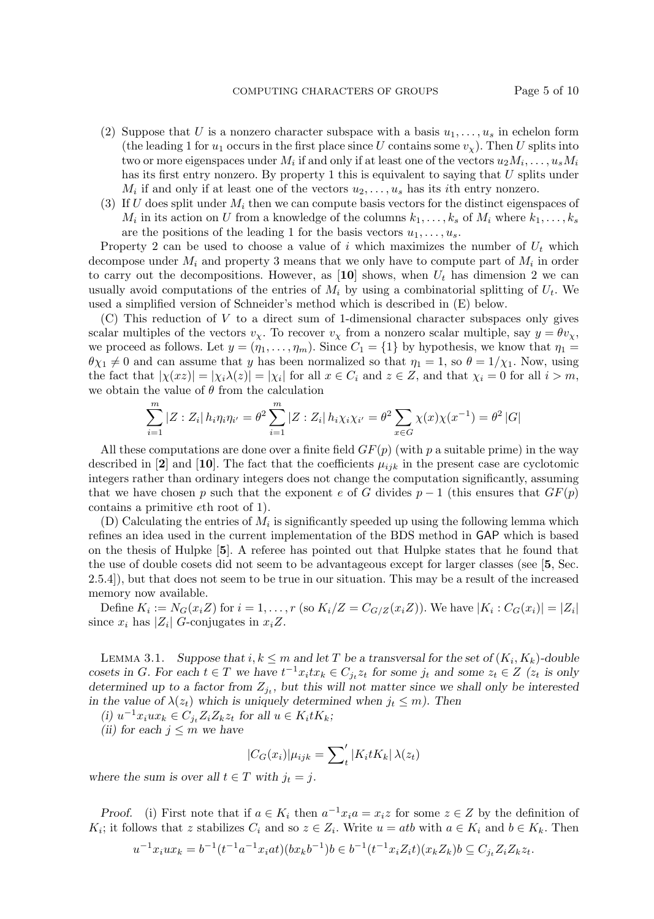(2) Suppose that $U$ is a nonzero character subspace with a basis $u_1, \ldots, u_s$ in echelon form (the leading 1 for $u_1$ occurs in the first place since $U$ contains some $v_\chi$). Then $U$ splits into two or more eigenspaces under $M_i$ if and only if at least one of the vectors $u_2M_i, \ldots, u_sM_i$ has its first entry nonzero. By property 1 this is equivalent to saying that $U$ splits under $M_i$ if and only if at least one of the vectors $u_2, \ldots, u_s$ has its $i$th entry nonzero.

(3) If $U$ does split under $M_i$ then we can compute basis vectors for the distinct eigenspaces of $M_i$ in its action on $U$ from a knowledge of the columns $k_1, \ldots, k_s$ of $M_i$ where $k_1, \ldots, k_s$ are the positions of the leading 1 for the basis vectors $u_1, \ldots, u_s$.

Property 2 can be used to choose a value of $i$ which maximizes the number of $U_t$ which decompose under $M_i$ and property 3 means that we only have to compute part of $M_i$ in order to carry out the decompositions. However, as [**10**] shows, when $U_t$ has dimension 2 we can usually avoid computations of the entries of $M_i$ by using a combinatorial splitting of $U_t$. We used a simplified version of Schneider's method which is described in (E) below.

(C) This reduction of $V$ to a direct sum of 1-dimensional character subspaces only gives scalar multiples of the vectors $v_\chi$. To recover $v_\chi$ from a nonzero scalar multiple, say $y = \theta v_\chi$, we proceed as follows. Let $y = (\eta_1, \ldots, \eta_m)$. Since $C_1 = \{1\}$ by hypothesis, we know that $\eta_1 = \theta\chi_1 \neq 0$ and can assume that $y$ has been normalized so that $\eta_1 = 1$, so $\theta = 1/\chi_1$. Now, using the fact that $|\chi(xz)| = |\chi_i\lambda(z)| = |\chi_i|$ for all $x \in C_i$ and $z \in Z$, and that $\chi_i = 0$ for all $i > m$, we obtain the value of $\theta$ from the calculation

$$\sum_{i=1}^{m} |Z : Z_i|\, h_i \eta_i \eta_{i'} = \theta^2 \sum_{i=1}^{m} |Z : Z_i|\, h_i \chi_i \chi_{i'} = \theta^2 \sum_{x \in G} \chi(x)\chi(x^{-1}) = \theta^2\, |G|$$

All these computations are done over a finite field $GF(p)$ (with $p$ a suitable prime) in the way described in [**2**] and [**10**]. The fact that the coefficients $\mu_{ijk}$ in the present case are cyclotomic integers rather than ordinary integers does not change the computation significantly, assuming that we have chosen $p$ such that the exponent $e$ of $G$ divides $p-1$ (this ensures that $GF(p)$ contains a primitive $e$th root of 1).

(D) Calculating the entries of $M_i$ is significantly speeded up using the following lemma which refines an idea used in the current implementation of the BDS method in GAP which is based on the thesis of Hulpke [**5**]. A referee has pointed out that Hulpke states that he found that the use of double cosets did not seem to be advantageous except for larger classes (see [**5**, Sec. 2.5.4]), but that does not seem to be true in our situation. This may be a result of the increased memory now available.

Define $K_i := N_G(x_iZ)$ for $i = 1, \ldots, r$ (so $K_i/Z = C_{G/Z}(x_iZ)$). We have $|K_i : C_G(x_i)| = |Z_i|$ since $x_i$ has $|Z_i|$ $G$-conjugates in $x_iZ$.

Lemma 3.1. *Suppose that $i, k \leq m$ and let $T$ be a transversal for the set of $(K_i, K_k)$-double cosets in $G$. For each $t \in T$ we have $t^{-1}x_itx_k \in C_{j_t}z_t$ for some $j_t$ and some $z_t \in Z$ ($z_t$ is only determined up to a factor from $Z_{j_t}$, but this will not matter since we shall only be interested in the value of $\lambda(z_t)$ which is uniquely determined when $j_t \leq m$). Then*

*(i) $u^{-1}x_iux_k \in C_{j_t}Z_iZ_kz_t$ for all $u \in K_itK_k$;*

*(ii) for each $j \leq m$ we have*

$$|C_G(x_i)|\mu_{ijk} = {\sum_t}' \,|K_itK_k|\, \lambda(z_t)$$

*where the sum is over all $t \in T$ with $j_t = j$.*

*Proof.* (i) First note that if $a \in K_i$ then $a^{-1}x_ia = x_iz$ for some $z \in Z$ by the definition of $K_i$; it follows that $z$ stabilizes $C_i$ and so $z \in Z_i$. Write $u = atb$ with $a \in K_i$ and $b \in K_k$. Then

$$u^{-1}x_iux_k = b^{-1}(t^{-1}a^{-1}x_iat)(bx_kb^{-1})b \in b^{-1}(t^{-1}x_iZ_it)(x_kZ_k)b \subseteq C_{j_t}Z_iZ_kz_t.$$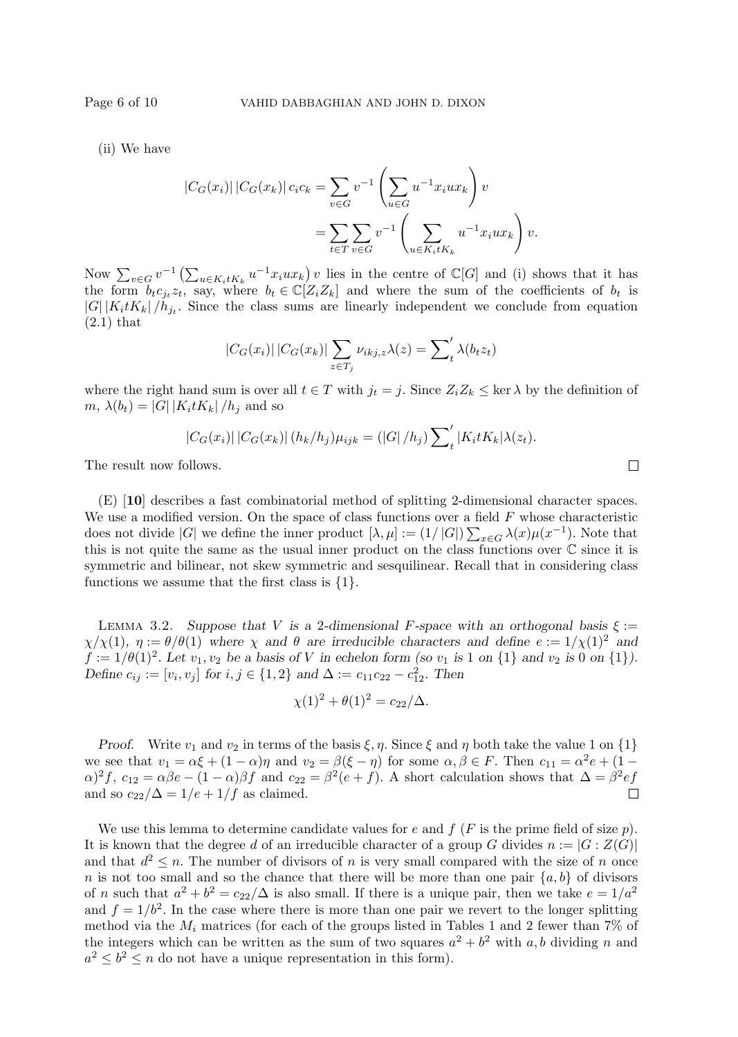(ii) We have

$$|C_G(x_i)|\,|C_G(x_k)|\,c_i c_k = \sum_{v\in G} v^{-1}\left(\sum_{u\in G} u^{-1}x_i u x_k\right) v$$
$$= \sum_{t\in T}\sum_{v\in G} v^{-1}\left(\sum_{u\in K_i t K_k} u^{-1}x_i u x_k\right) v.$$

Now $\sum_{v\in G} v^{-1}\left(\sum_{u\in K_i t K_k} u^{-1}x_i u x_k\right) v$ lies in the centre of $\mathbb{C}[G]$ and (i) shows that it has the form $b_t c_{j_t} z_t$, say, where $b_t \in \mathbb{C}[Z_i Z_k]$ and where the sum of the coefficients of $b_t$ is $|G|\,|K_i t K_k|/h_{j_t}$. Since the class sums are linearly independent we conclude from equation (2.1) that

$$|C_G(x_i)|\,|C_G(x_k)| \sum_{z\in T_j} \nu_{ikj,z}\lambda(z) = {\sum_t}' \lambda(b_t z_t)$$

where the right hand sum is over all $t \in T$ with $j_t = j$. Since $Z_i Z_k \le \ker\lambda$ by the definition of $m$, $\lambda(b_t) = |G|\,|K_i t K_k|/h_j$ and so

$$|C_G(x_i)|\,|C_G(x_k)|\,(h_k/h_j)\mu_{ijk} = (|G|/h_j) {\sum_t}' |K_i t K_k| \lambda(z_t).$$

The result now follows. □

(E) [**10**] describes a fast combinatorial method of splitting 2-dimensional character spaces. We use a modified version. On the space of class functions over a field $F$ whose characteristic does not divide $|G|$ we define the inner product $[\lambda,\mu] := (1/|G|)\sum_{x\in G}\lambda(x)\mu(x^{-1})$. Note that this is not quite the same as the usual inner product on the class functions over $\mathbb{C}$ since it is symmetric and bilinear, not skew symmetric and sesquilinear. Recall that in considering class functions we assume that the first class is $\{1\}$.

Lemma 3.2. *Suppose that $V$ is a 2-dimensional $F$-space with an orthogonal basis $\xi := \chi/\chi(1)$, $\eta := \theta/\theta(1)$ where $\chi$ and $\theta$ are irreducible characters and define $e := 1/\chi(1)^2$ and $f := 1/\theta(1)^2$. Let $v_1, v_2$ be a basis of $V$ in echelon form (so $v_1$ is 1 on $\{1\}$ and $v_2$ is 0 on $\{1\}$). Define $c_{ij} := [v_i, v_j]$ for $i,j \in \{1,2\}$ and $\Delta := c_{11}c_{22} - c_{12}^2$. Then*

$$\chi(1)^2 + \theta(1)^2 = c_{22}/\Delta.$$

*Proof.* Write $v_1$ and $v_2$ in terms of the basis $\xi,\eta$. Since $\xi$ and $\eta$ both take the value 1 on $\{1\}$ we see that $v_1 = \alpha\xi + (1-\alpha)\eta$ and $v_2 = \beta(\xi - \eta)$ for some $\alpha, \beta \in F$. Then $c_{11} = \alpha^2 e + (1-\alpha)^2 f$, $c_{12} = \alpha\beta e - (1-\alpha)\beta f$ and $c_{22} = \beta^2(e+f)$. A short calculation shows that $\Delta = \beta^2 ef$ and so $c_{22}/\Delta = 1/e + 1/f$ as claimed. □

We use this lemma to determine candidate values for $e$ and $f$ ($F$ is the prime field of size $p$). It is known that the degree $d$ of an irreducible character of a group $G$ divides $n := |G : Z(G)|$ and that $d^2 \le n$. The number of divisors of $n$ is very small compared with the size of $n$ once $n$ is not too small and so the chance that there will be more than one pair $\{a, b\}$ of divisors of $n$ such that $a^2 + b^2 = c_{22}/\Delta$ is also small. If there is a unique pair, then we take $e = 1/a^2$ and $f = 1/b^2$. In the case where there is more than one pair we revert to the longer splitting method via the $M_i$ matrices (for each of the groups listed in Tables 1 and 2 fewer than 7% of the integers which can be written as the sum of two squares $a^2 + b^2$ with $a, b$ dividing $n$ and $a^2 \le b^2 \le n$ do not have a unique representation in this form).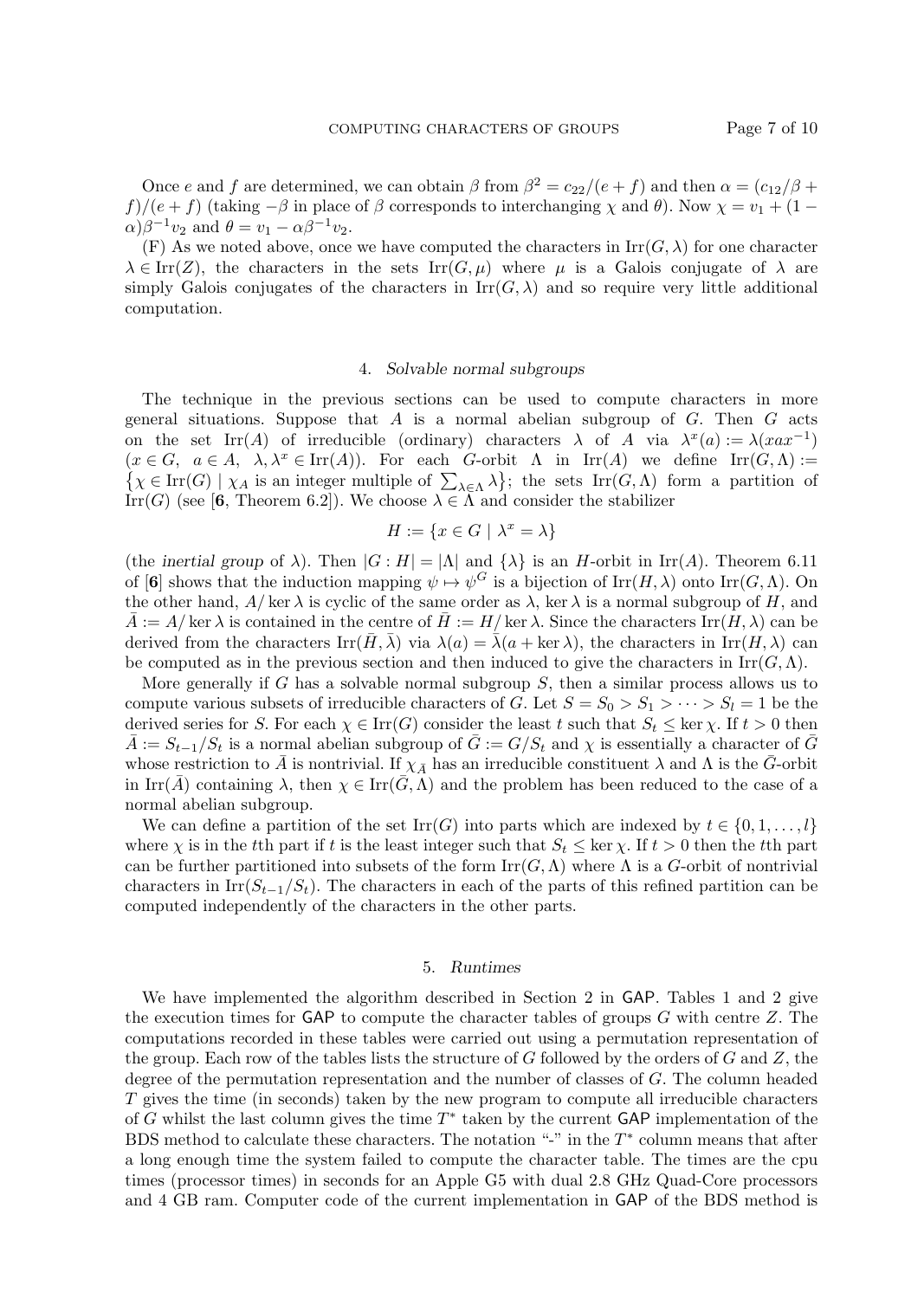Once $e$ and $f$ are determined, we can obtain $\beta$ from $\beta^2 = c_{22}/(e+f)$ and then $\alpha = (c_{12}/\beta + f)/(e+f)$ (taking $-\beta$ in place of $\beta$ corresponds to interchanging $\chi$ and $\theta$). Now $\chi = v_1 + (1-\alpha)\beta^{-1}v_2$ and $\theta = v_1 - \alpha\beta^{-1}v_2$.

(F) As we noted above, once we have computed the characters in $\mathrm{Irr}(G, \lambda)$ for one character $\lambda \in \mathrm{Irr}(Z)$, the characters in the sets $\mathrm{Irr}(G, \mu)$ where $\mu$ is a Galois conjugate of $\lambda$ are simply Galois conjugates of the characters in $\mathrm{Irr}(G, \lambda)$ and so require very little additional computation.

## 4. *Solvable normal subgroups*

The technique in the previous sections can be used to compute characters in more general situations. Suppose that $A$ is a normal abelian subgroup of $G$. Then $G$ acts on the set $\mathrm{Irr}(A)$ of irreducible (ordinary) characters $\lambda$ of $A$ via $\lambda^x(a) := \lambda(xax^{-1})$ ($x \in G$, $a \in A$, $\lambda, \lambda^x \in \mathrm{Irr}(A)$). For each $G$-orbit $\Lambda$ in $\mathrm{Irr}(A)$ we define $\mathrm{Irr}(G, \Lambda) := \{\chi \in \mathrm{Irr}(G) \mid \chi_A \text{ is an integer multiple of } \sum_{\lambda \in \Lambda} \lambda\}$; the sets $\mathrm{Irr}(G, \Lambda)$ form a partition of $\mathrm{Irr}(G)$ (see [**6**, Theorem 6.2]). We choose $\lambda \in \Lambda$ and consider the stabilizer

$$H := \{x \in G \mid \lambda^x = \lambda\}$$

(the *inertial group* of $\lambda$). Then $|G : H| = |\Lambda|$ and $\{\lambda\}$ is an $H$-orbit in $\mathrm{Irr}(A)$. Theorem 6.11 of [**6**] shows that the induction mapping $\psi \mapsto \psi^G$ is a bijection of $\mathrm{Irr}(H, \lambda)$ onto $\mathrm{Irr}(G, \Lambda)$. On the other hand, $A/\ker\lambda$ is cyclic of the same order as $\lambda$, $\ker\lambda$ is a normal subgroup of $H$, and $\bar{A} := A/\ker\lambda$ is contained in the centre of $\bar{H} := H/\ker\lambda$. Since the characters $\mathrm{Irr}(H, \lambda)$ can be derived from the characters $\mathrm{Irr}(\bar{H}, \bar{\lambda})$ via $\lambda(a) = \bar{\lambda}(a + \ker\lambda)$, the characters in $\mathrm{Irr}(H, \lambda)$ can be computed as in the previous section and then induced to give the characters in $\mathrm{Irr}(G, \Lambda)$.

More generally if $G$ has a solvable normal subgroup $S$, then a similar process allows us to compute various subsets of irreducible characters of $G$. Let $S = S_0 > S_1 > \cdots > S_l = 1$ be the derived series for $S$. For each $\chi \in \mathrm{Irr}(G)$ consider the least $t$ such that $S_t \leq \ker\chi$. If $t > 0$ then $\bar{A} := S_{t-1}/S_t$ is a normal abelian subgroup of $\bar{G} := G/S_t$ and $\chi$ is essentially a character of $\bar{G}$ whose restriction to $\bar{A}$ is nontrivial. If $\chi_{\bar{A}}$ has an irreducible constituent $\lambda$ and $\Lambda$ is the $\bar{G}$-orbit in $\mathrm{Irr}(\bar{A})$ containing $\lambda$, then $\chi \in \mathrm{Irr}(\bar{G}, \Lambda)$ and the problem has been reduced to the case of a normal abelian subgroup.

We can define a partition of the set $\mathrm{Irr}(G)$ into parts which are indexed by $t \in \{0, 1, \ldots, l\}$ where $\chi$ is in the $t$th part if $t$ is the least integer such that $S_t \leq \ker\chi$. If $t > 0$ then the $t$th part can be further partitioned into subsets of the form $\mathrm{Irr}(G, \Lambda)$ where $\Lambda$ is a $G$-orbit of nontrivial characters in $\mathrm{Irr}(S_{t-1}/S_t)$. The characters in each of the parts of this refined partition can be computed independently of the characters in the other parts.

## 5. *Runtimes*

We have implemented the algorithm described in Section 2 in GAP. Tables 1 and 2 give the execution times for GAP to compute the character tables of groups $G$ with centre $Z$. The computations recorded in these tables were carried out using a permutation representation of the group. Each row of the tables lists the structure of $G$ followed by the orders of $G$ and $Z$, the degree of the permutation representation and the number of classes of $G$. The column headed $T$ gives the time (in seconds) taken by the new program to compute all irreducible characters of $G$ whilst the last column gives the time $T^*$ taken by the current GAP implementation of the BDS method to calculate these characters. The notation "-" in the $T^*$ column means that after a long enough time the system failed to compute the character table. The times are the cpu times (processor times) in seconds for an Apple G5 with dual 2.8 GHz Quad-Core processors and 4 GB ram. Computer code of the current implementation in GAP of the BDS method is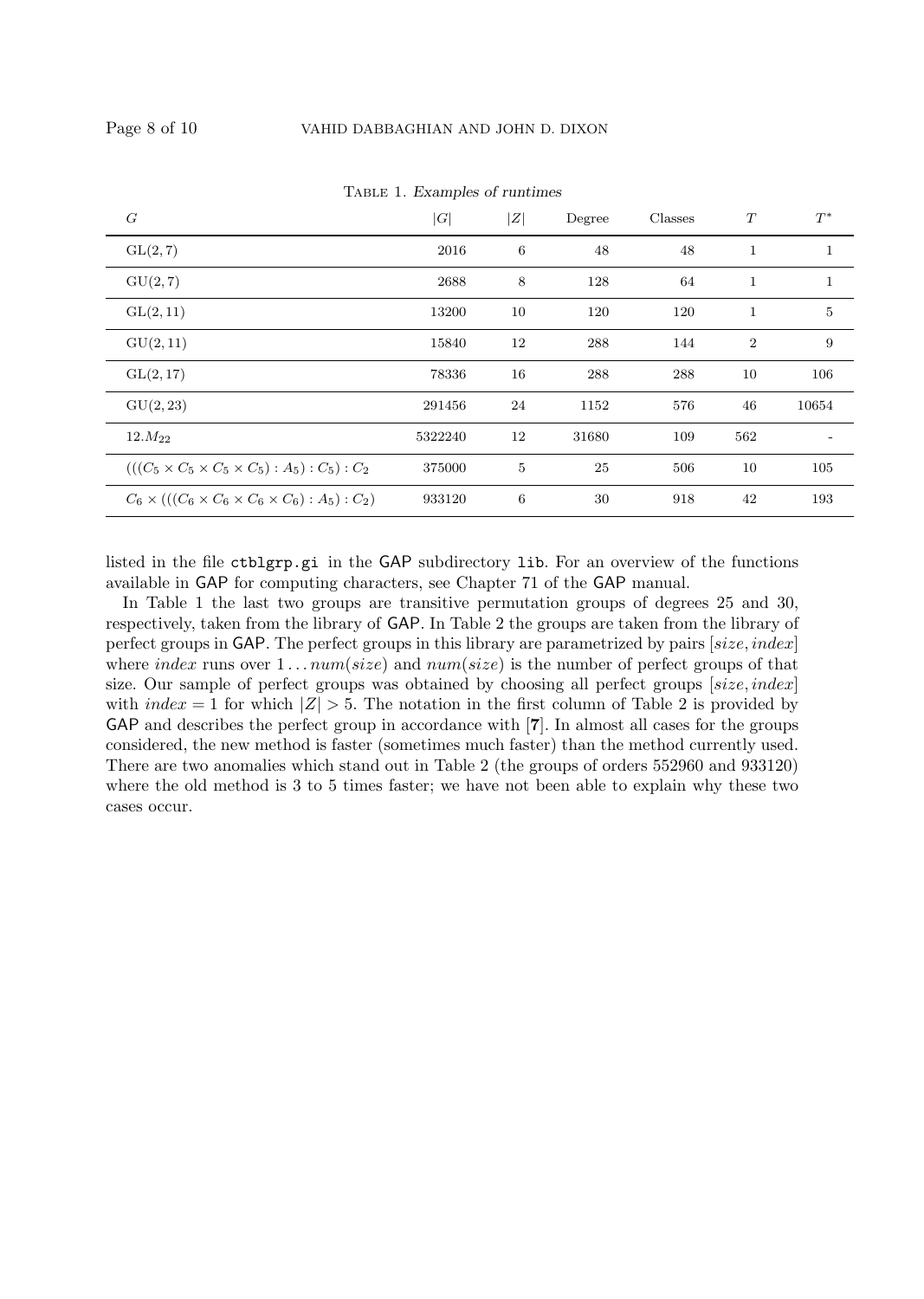Table 1. *Examples of runtimes*

| $G$ | $\|G\|$ | $\|Z\|$ | Degree | Classes | $T$ | $T^*$ |
|---|---|---|---|---|---|---|
| GL(2, 7) | 2016 | 6 | 48 | 48 | 1 | 1 |
| GU(2, 7) | 2688 | 8 | 128 | 64 | 1 | 1 |
| GL(2, 11) | 13200 | 10 | 120 | 120 | 1 | 5 |
| GU(2, 11) | 15840 | 12 | 288 | 144 | 2 | 9 |
| GL(2, 17) | 78336 | 16 | 288 | 288 | 10 | 106 |
| GU(2, 23) | 291456 | 24 | 1152 | 576 | 46 | 10654 |
| $12.M_{22}$ | 5322240 | 12 | 31680 | 109 | 562 | - |
| $(((C_5 \times C_5 \times C_5 \times C_5) : A_5) : C_5) : C_2$ | 375000 | 5 | 25 | 506 | 10 | 105 |
| $C_6 \times (((C_6 \times C_6 \times C_6 \times C_6) : A_5) : C_2)$ | 933120 | 6 | 30 | 918 | 42 | 193 |

listed in the file `ctblgrp.gi` in the GAP subdirectory `lib`. For an overview of the functions available in GAP for computing characters, see Chapter 71 of the GAP manual.

In Table 1 the last two groups are transitive permutation groups of degrees 25 and 30, respectively, taken from the library of GAP. In Table 2 the groups are taken from the library of perfect groups in GAP. The perfect groups in this library are parametrized by pairs $[size, index]$ where $index$ runs over $1 \dots num(size)$ and $num(size)$ is the number of perfect groups of that size. Our sample of perfect groups was obtained by choosing all perfect groups $[size, index]$ with $index = 1$ for which $|Z| > 5$. The notation in the first column of Table 2 is provided by GAP and describes the perfect group in accordance with [**7**]. In almost all cases for the groups considered, the new method is faster (sometimes much faster) than the method currently used. There are two anomalies which stand out in Table 2 (the groups of orders 552960 and 933120) where the old method is 3 to 5 times faster; we have not been able to explain why these two cases occur.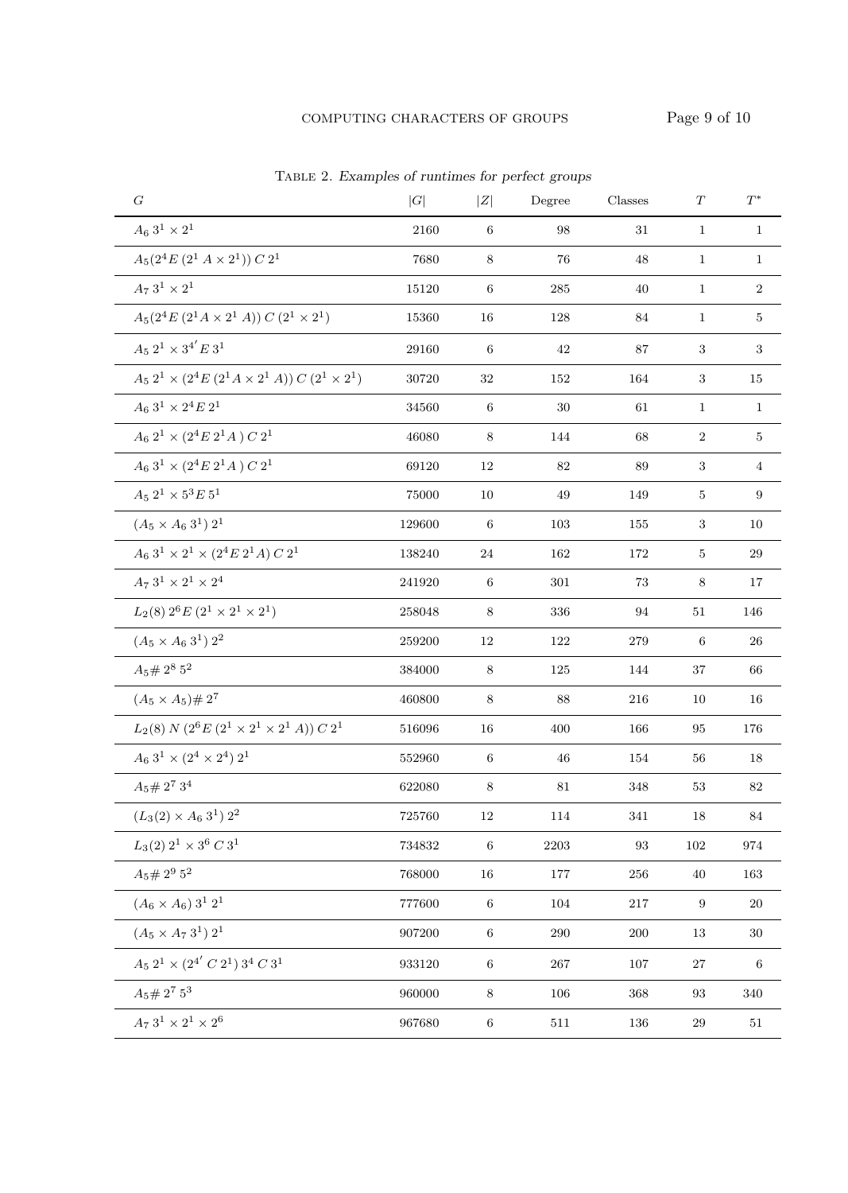Table 2. *Examples of runtimes for perfect groups*

| $G$ | $\|G\|$ | $\|Z\|$ | Degree | Classes | $T$ | $T^*$ |
|---|---|---|---|---|---|---|
| $A_6\,3^1 \times 2^1$ | 2160 | 6 | 98 | 31 | 1 | 1 |
| $A_5(2^4E\,(2^1\,A \times 2^1))\,C\,2^1$ | 7680 | 8 | 76 | 48 | 1 | 1 |
| $A_7\,3^1 \times 2^1$ | 15120 | 6 | 285 | 40 | 1 | 2 |
| $A_5(2^4E\,(2^1A \times 2^1\,A))\,C\,(2^1 \times 2^1)$ | 15360 | 16 | 128 | 84 | 1 | 5 |
| $A_5\,2^1 \times 3^{4'}E\,3^1$ | 29160 | 6 | 42 | 87 | 3 | 3 |
| $A_5\,2^1 \times (2^4E\,(2^1A \times 2^1\,A))\,C\,(2^1 \times 2^1)$ | 30720 | 32 | 152 | 164 | 3 | 15 |
| $A_6\,3^1 \times 2^4E\,2^1$ | 34560 | 6 | 30 | 61 | 1 | 1 |
| $A_6\,2^1 \times (2^4E\,2^1A\,)\,C\,2^1$ | 46080 | 8 | 144 | 68 | 2 | 5 |
| $A_6\,3^1 \times (2^4E\,2^1A\,)\,C\,2^1$ | 69120 | 12 | 82 | 89 | 3 | 4 |
| $A_5\,2^1 \times 5^3E\,5^1$ | 75000 | 10 | 49 | 149 | 5 | 9 |
| $(A_5 \times A_6\,3^1)\,2^1$ | 129600 | 6 | 103 | 155 | 3 | 10 |
| $A_6\,3^1 \times 2^1 \times (2^4E\,2^1A)\,C\,2^1$ | 138240 | 24 | 162 | 172 | 5 | 29 |
| $A_7\,3^1 \times 2^1 \times 2^4$ | 241920 | 6 | 301 | 73 | 8 | 17 |
| $L_2(8)\,2^6E\,(2^1 \times 2^1 \times 2^1)$ | 258048 | 8 | 336 | 94 | 51 | 146 |
| $(A_5 \times A_6\,3^1)\,2^2$ | 259200 | 12 | 122 | 279 | 6 | 26 |
| $A_5\#\,2^8\,5^2$ | 384000 | 8 | 125 | 144 | 37 | 66 |
| $(A_5 \times A_5)\#\,2^7$ | 460800 | 8 | 88 | 216 | 10 | 16 |
| $L_2(8)\,N\,(2^6E\,(2^1 \times 2^1 \times 2^1\,A))\,C\,2^1$ | 516096 | 16 | 400 | 166 | 95 | 176 |
| $A_6\,3^1 \times (2^4 \times 2^4)\,2^1$ | 552960 | 6 | 46 | 154 | 56 | 18 |
| $A_5\#\,2^7\,3^4$ | 622080 | 8 | 81 | 348 | 53 | 82 |
| $(L_3(2) \times A_6\,3^1)\,2^2$ | 725760 | 12 | 114 | 341 | 18 | 84 |
| $L_3(2)\,2^1 \times 3^6\,C\,3^1$ | 734832 | 6 | 2203 | 93 | 102 | 974 |
| $A_5\#\,2^9\,5^2$ | 768000 | 16 | 177 | 256 | 40 | 163 |
| $(A_6 \times A_6)\,3^1\,2^1$ | 777600 | 6 | 104 | 217 | 9 | 20 |
| $(A_5 \times A_7\,3^1)\,2^1$ | 907200 | 6 | 290 | 200 | 13 | 30 |
| $A_5\,2^1 \times (2^{4'}\,C\,2^1)\,3^4\,C\,3^1$ | 933120 | 6 | 267 | 107 | 27 | 6 |
| $A_5\#\,2^7\,5^3$ | 960000 | 8 | 106 | 368 | 93 | 340 |
| $A_7\,3^1 \times 2^1 \times 2^6$ | 967680 | 6 | 511 | 136 | 29 | 51 |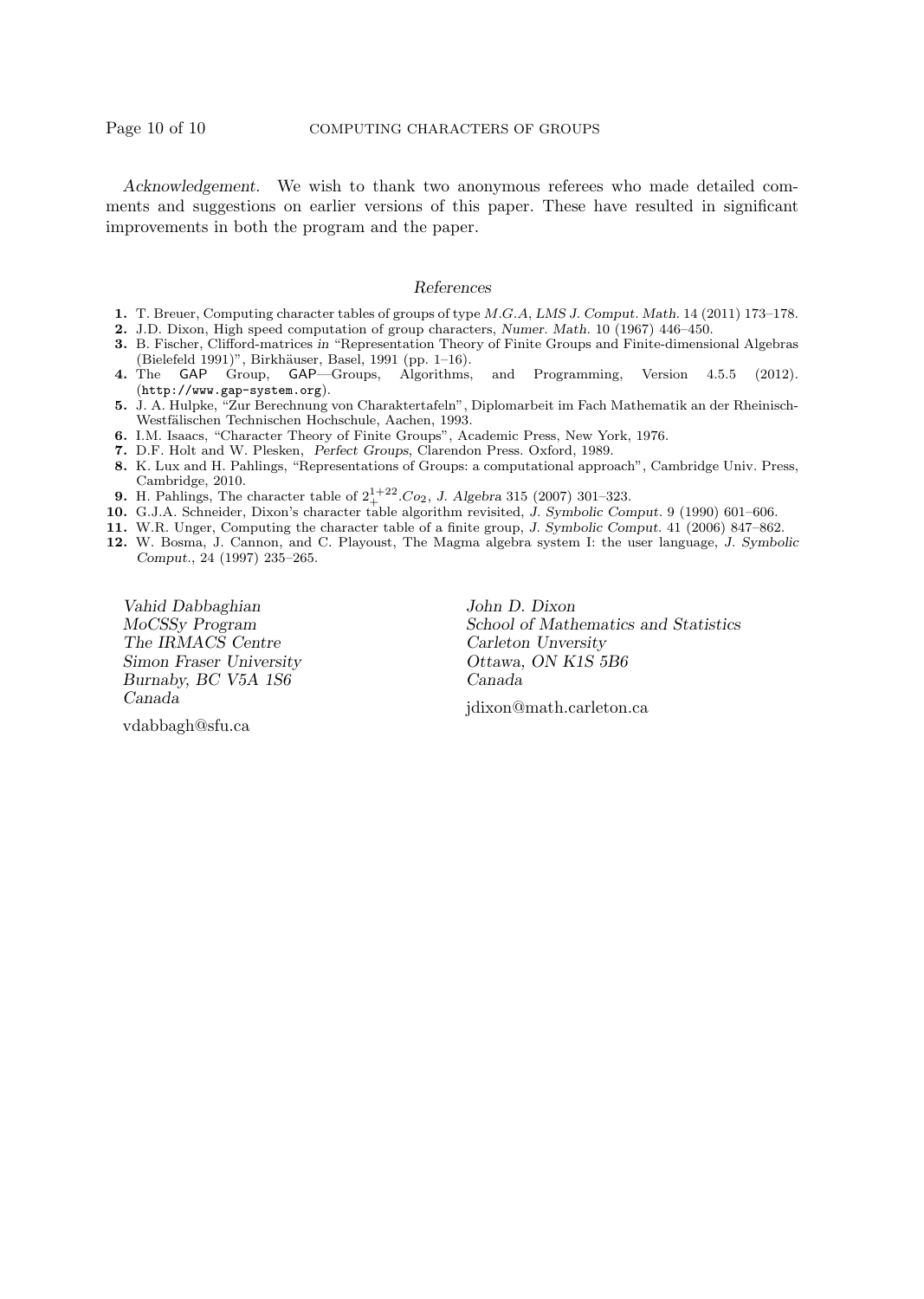*Acknowledgement.* We wish to thank two anonymous referees who made detailed comments and suggestions on earlier versions of this paper. These have resulted in significant improvements in both the program and the paper.

## *References*

1. T. Breuer, Computing character tables of groups of type $M.G.A$, *LMS J. Comput. Math.* 14 (2011) 173–178.
2. J.D. Dixon, High speed computation of group characters, *Numer. Math.* 10 (1967) 446–450.
3. B. Fischer, Clifford-matrices *in* "Representation Theory of Finite Groups and Finite-dimensional Algebras (Bielefeld 1991)", Birkhäuser, Basel, 1991 (pp. 1–16).
4. The GAP Group, GAP—Groups, Algorithms, and Programming, Version 4.5.5 (2012). (`http://www.gap-system.org`).
5. J. A. Hulpke, "Zur Berechnung von Charaktertafeln", Diplomarbeit im Fach Mathematik an der Rheinisch-Westfälischen Technischen Hochschule, Aachen, 1993.
6. I.M. Isaacs, "Character Theory of Finite Groups", Academic Press, New York, 1976.
7. D.F. Holt and W. Plesken, *Perfect Groups*, Clarendon Press. Oxford, 1989.
8. K. Lux and H. Pahlings, "Representations of Groups: a computational approach", Cambridge Univ. Press, Cambridge, 2010.
9. H. Pahlings, The character table of $2_+^{1+22}.Co_2$, *J. Algebra* 315 (2007) 301–323.
10. G.J.A. Schneider, Dixon's character table algorithm revisited, *J. Symbolic Comput.* 9 (1990) 601–606.
11. W.R. Unger, Computing the character table of a finite group, *J. Symbolic Comput.* 41 (2006) 847–862.
12. W. Bosma, J. Cannon, and C. Playoust, The Magma algebra system I: the user language, *J. Symbolic Comput.*, 24 (1997) 235–265.

*Vahid Dabbaghian*
*MoCSSy Program*
*The IRMACS Centre*
*Simon Fraser University*
*Burnaby, BC V5A 1S6*
*Canada*

vdabbagh@sfu.ca

*John D. Dixon*
*School of Mathematics and Statistics*
*Carleton Unversity*
*Ottawa, ON K1S 5B6*
*Canada*

jdixon@math.carleton.ca